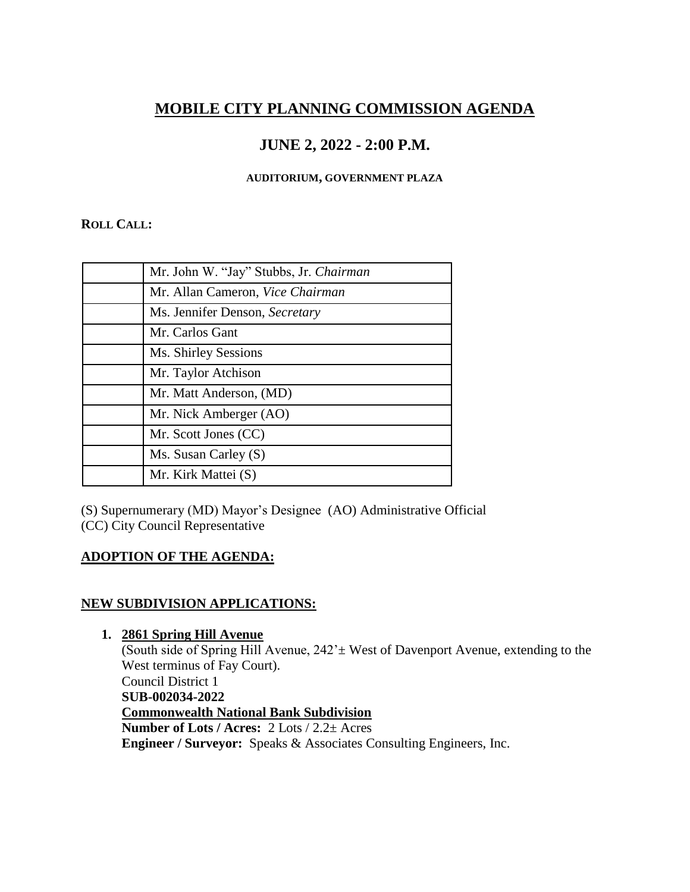# MOBILE CITY PLANNING COMMISSION AGENDA

## JUNE 2, 2022 - 2:00 P.M.

**AUDITORIUM, GOVERNMENT PLAZA**

**ROLL CALL:**

| | |
|---|---|
| | Mr. John W. "Jay" Stubbs, Jr. *Chairman* |
| | Mr. Allan Cameron, *Vice Chairman* |
| | Ms. Jennifer Denson, *Secretary* |
| | Mr. Carlos Gant |
| | Ms. Shirley Sessions |
| | Mr. Taylor Atchison |
| | Mr. Matt Anderson, (MD) |
| | Mr. Nick Amberger (AO) |
| | Mr. Scott Jones (CC) |
| | Ms. Susan Carley (S) |
| | Mr. Kirk Mattei (S) |

(S) Supernumerary (MD) Mayor's Designee (AO) Administrative Official
(CC) City Council Representative

**ADOPTION OF THE AGENDA:**

**NEW SUBDIVISION APPLICATIONS:**

1. **2861 Spring Hill Avenue**
   (South side of Spring Hill Avenue, 242'± West of Davenport Avenue, extending to the West terminus of Fay Court).
   Council District 1
   **SUB-002034-2022**
   **Commonwealth National Bank Subdivision**
   **Number of Lots / Acres:** 2 Lots / 2.2± Acres
   **Engineer / Surveyor:** Speaks & Associates Consulting Engineers, Inc.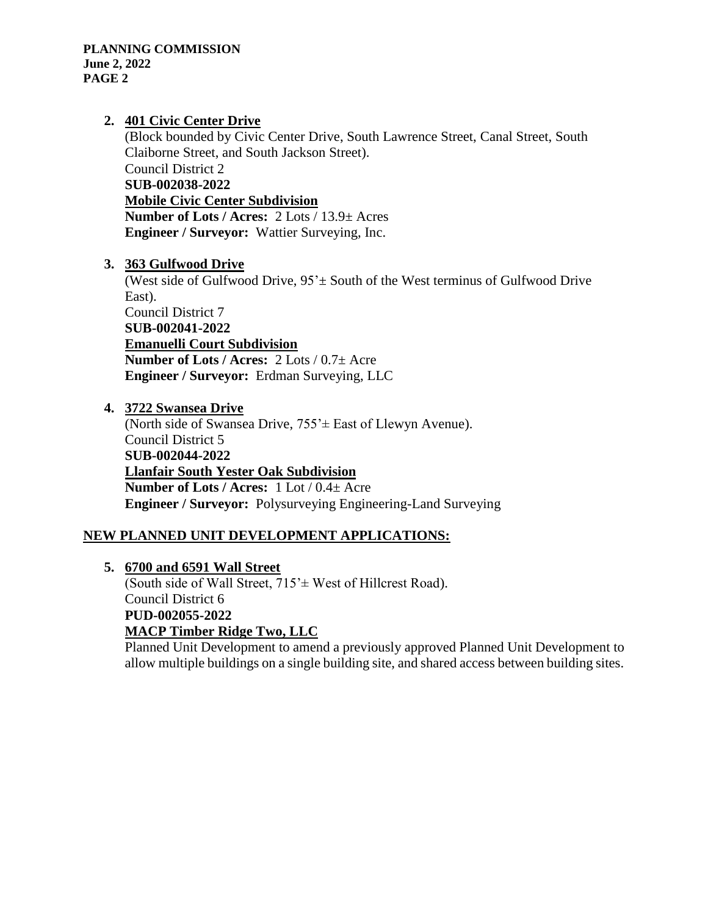2. **401 Civic Center Drive**
   (Block bounded by Civic Center Drive, South Lawrence Street, Canal Street, South Claiborne Street, and South Jackson Street).
   Council District 2
   **SUB-002038-2022**
   **Mobile Civic Center Subdivision**
   **Number of Lots / Acres:** 2 Lots / 13.9± Acres
   **Engineer / Surveyor:** Wattier Surveying, Inc.

3. **363 Gulfwood Drive**
   (West side of Gulfwood Drive, 95'± South of the West terminus of Gulfwood Drive East).
   Council District 7
   **SUB-002041-2022**
   **Emanuelli Court Subdivision**
   **Number of Lots / Acres:** 2 Lots / 0.7± Acre
   **Engineer / Surveyor:** Erdman Surveying, LLC

4. **3722 Swansea Drive**
   (North side of Swansea Drive, 755'± East of Llewyn Avenue).
   Council District 5
   **SUB-002044-2022**
   **Llanfair South Yester Oak Subdivision**
   **Number of Lots / Acres:** 1 Lot / 0.4± Acre
   **Engineer / Surveyor:** Polysurveying Engineering-Land Surveying

## NEW PLANNED UNIT DEVELOPMENT APPLICATIONS:

5. **6700 and 6591 Wall Street**
   (South side of Wall Street, 715'± West of Hillcrest Road).
   Council District 6
   **PUD-002055-2022**
   **MACP Timber Ridge Two, LLC**
   Planned Unit Development to amend a previously approved Planned Unit Development to allow multiple buildings on a single building site, and shared access between building sites.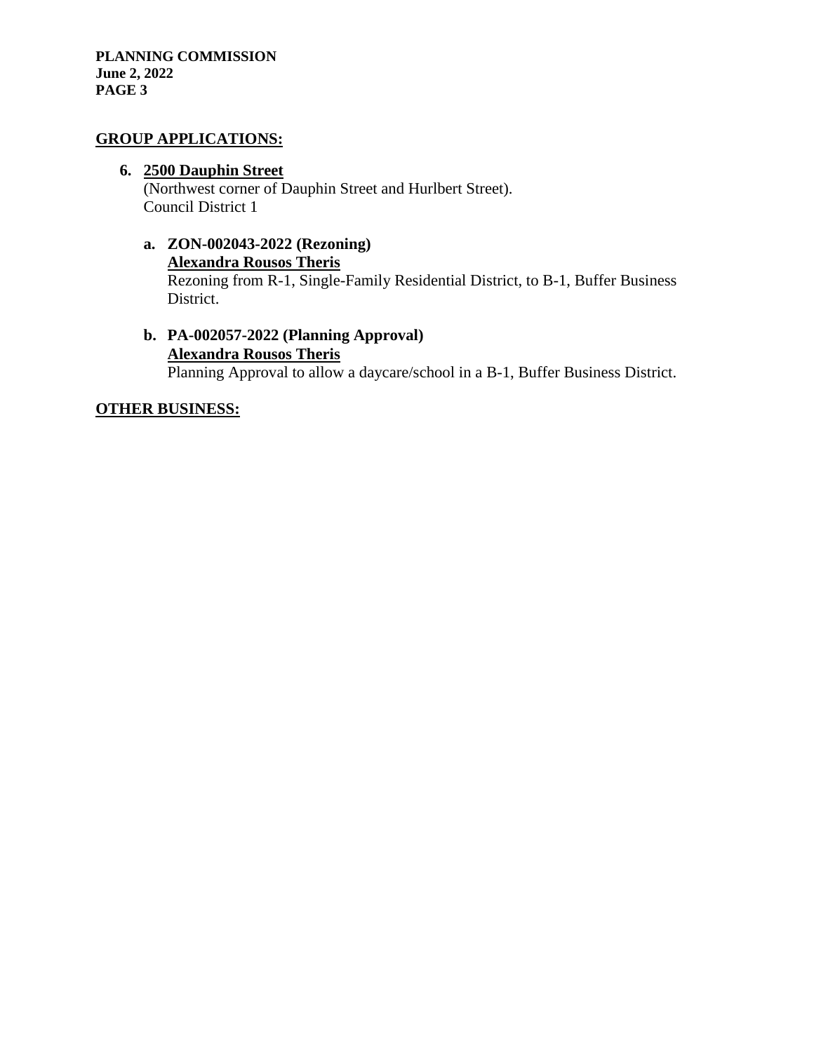## GROUP APPLICATIONS:

6. **2500 Dauphin Street**
   (Northwest corner of Dauphin Street and Hurlbert Street).
   Council District 1

   a. **ZON-002043-2022 (Rezoning)**
      **Alexandra Rousos Theris**
      Rezoning from R-1, Single-Family Residential District, to B-1, Buffer Business District.

   b. **PA-002057-2022 (Planning Approval)**
      **Alexandra Rousos Theris**
      Planning Approval to allow a daycare/school in a B-1, Buffer Business District.

## OTHER BUSINESS: